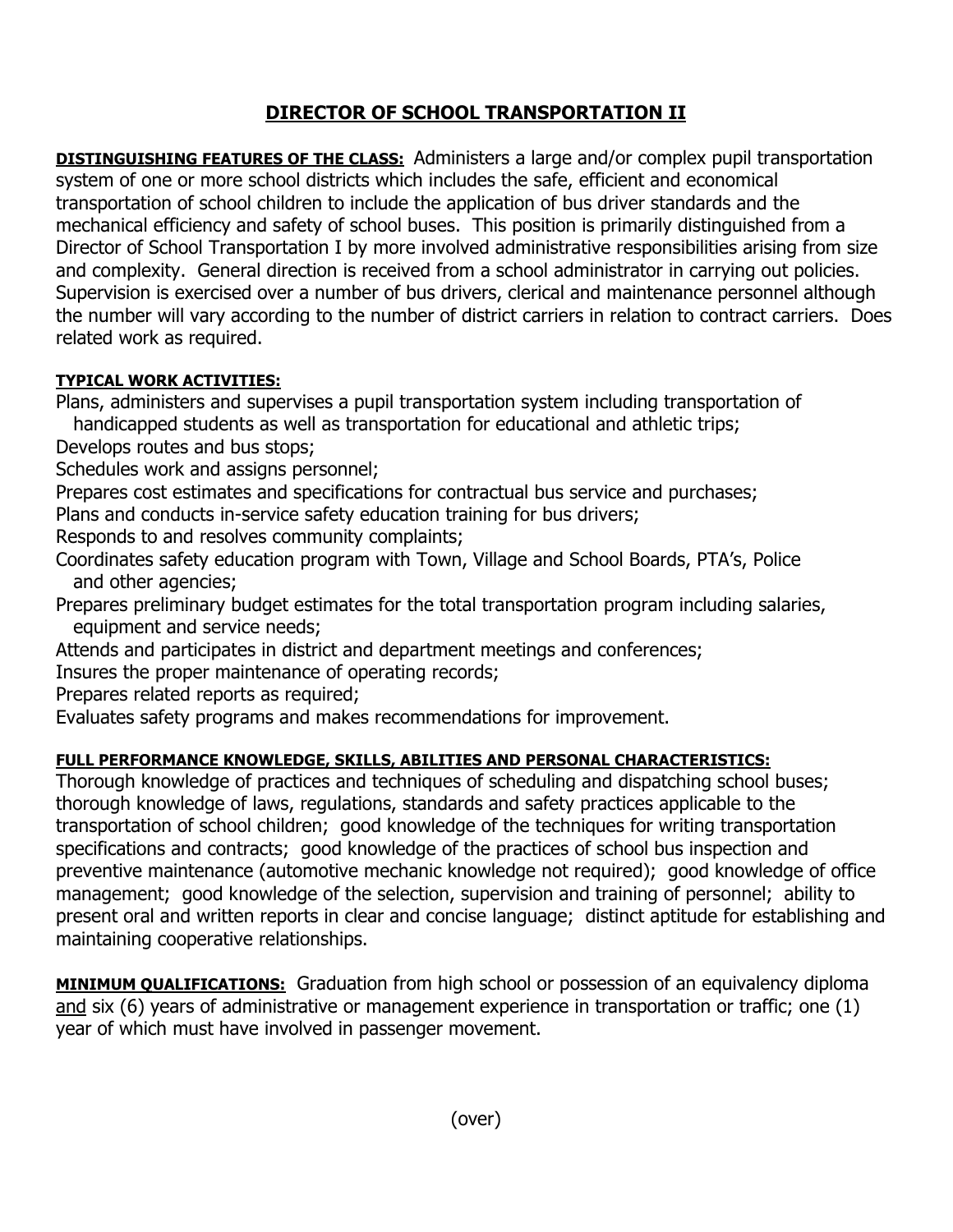# DIRECTOR OF SCHOOL TRANSPORTATION II

**DISTINGUISHING FEATURES OF THE CLASS:** Administers a large and/or complex pupil transportation system of one or more school districts which includes the safe, efficient and economical transportation of school children to include the application of bus driver standards and the mechanical efficiency and safety of school buses. This position is primarily distinguished from a Director of School Transportation I by more involved administrative responsibilities arising from size and complexity. General direction is received from a school administrator in carrying out policies. Supervision is exercised over a number of bus drivers, clerical and maintenance personnel although the number will vary according to the number of district carriers in relation to contract carriers. Does related work as required.

**TYPICAL WORK ACTIVITIES:**

Plans, administers and supervises a pupil transportation system including transportation of handicapped students as well as transportation for educational and athletic trips;
Develops routes and bus stops;
Schedules work and assigns personnel;
Prepares cost estimates and specifications for contractual bus service and purchases;
Plans and conducts in-service safety education training for bus drivers;
Responds to and resolves community complaints;
Coordinates safety education program with Town, Village and School Boards, PTA's, Police and other agencies;
Prepares preliminary budget estimates for the total transportation program including salaries, equipment and service needs;
Attends and participates in district and department meetings and conferences;
Insures the proper maintenance of operating records;
Prepares related reports as required;
Evaluates safety programs and makes recommendations for improvement.

**FULL PERFORMANCE KNOWLEDGE, SKILLS, ABILITIES AND PERSONAL CHARACTERISTICS:**
Thorough knowledge of practices and techniques of scheduling and dispatching school buses; thorough knowledge of laws, regulations, standards and safety practices applicable to the transportation of school children; good knowledge of the techniques for writing transportation specifications and contracts; good knowledge of the practices of school bus inspection and preventive maintenance (automotive mechanic knowledge not required); good knowledge of office management; good knowledge of the selection, supervision and training of personnel; ability to present oral and written reports in clear and concise language; distinct aptitude for establishing and maintaining cooperative relationships.

**MINIMUM QUALIFICATIONS:** Graduation from high school or possession of an equivalency diploma and six (6) years of administrative or management experience in transportation or traffic; one (1) year of which must have involved in passenger movement.

(over)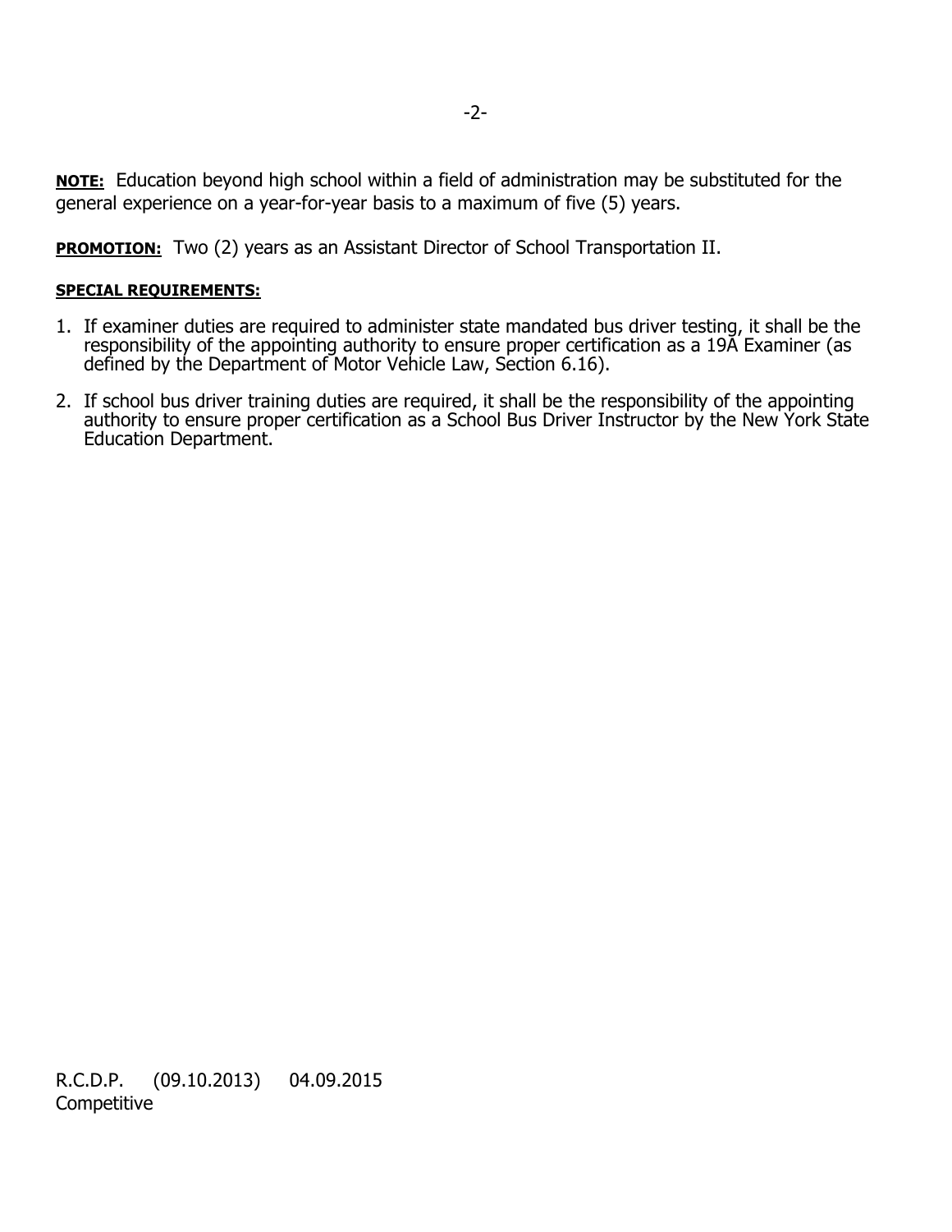**NOTE:** Education beyond high school within a field of administration may be substituted for the general experience on a year-for-year basis to a maximum of five (5) years.

**PROMOTION:** Two (2) years as an Assistant Director of School Transportation II.

**SPECIAL REQUIREMENTS:**

1. If examiner duties are required to administer state mandated bus driver testing, it shall be the responsibility of the appointing authority to ensure proper certification as a 19A Examiner (as defined by the Department of Motor Vehicle Law, Section 6.16).
2. If school bus driver training duties are required, it shall be the responsibility of the appointing authority to ensure proper certification as a School Bus Driver Instructor by the New York State Education Department.

R.C.D.P. (09.10.2013) 04.09.2015
Competitive